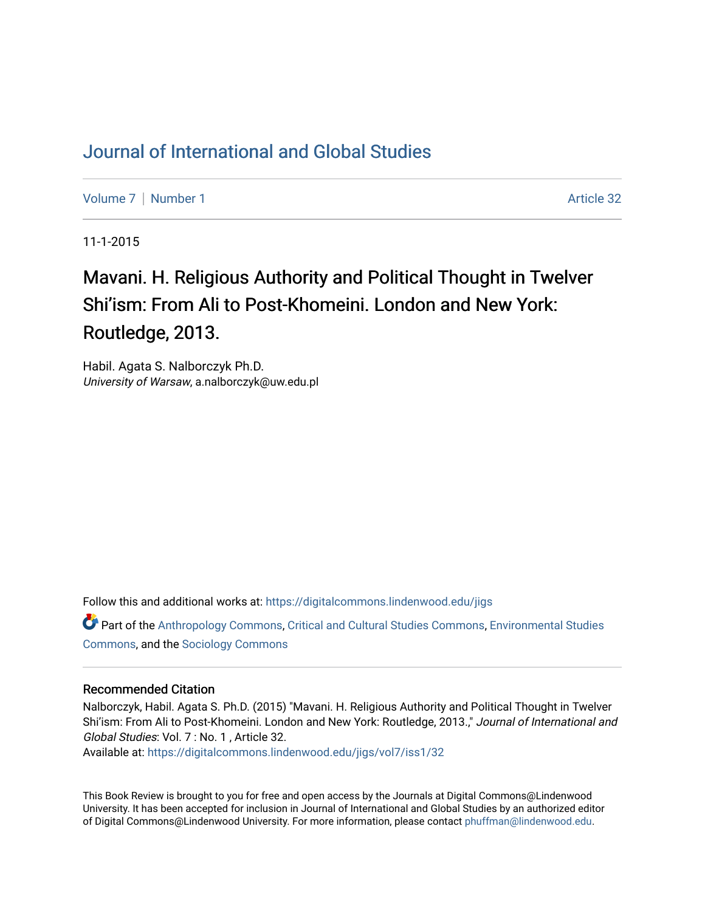# Journal of International and Global Studies

Volume 7 | Number 1 Article 32

11-1-2015

## Mavani. H. Religious Authority and Political Thought in Twelver Shi'ism: From Ali to Post-Khomeini. London and New York: Routledge, 2013.

Habil. Agata S. Nalborczyk Ph.D.
*University of Warsaw*, a.nalborczyk@uw.edu.pl

Follow this and additional works at: https://digitalcommons.lindenwood.edu/jigs

Part of the Anthropology Commons, Critical and Cultural Studies Commons, Environmental Studies Commons, and the Sociology Commons

### Recommended Citation

Nalborczyk, Habil. Agata S. Ph.D. (2015) "Mavani. H. Religious Authority and Political Thought in Twelver Shi'ism: From Ali to Post-Khomeini. London and New York: Routledge, 2013.," *Journal of International and Global Studies*: Vol. 7 : No. 1 , Article 32.
Available at: https://digitalcommons.lindenwood.edu/jigs/vol7/iss1/32

This Book Review is brought to you for free and open access by the Journals at Digital Commons@Lindenwood University. It has been accepted for inclusion in Journal of International and Global Studies by an authorized editor of Digital Commons@Lindenwood University. For more information, please contact phuffman@lindenwood.edu.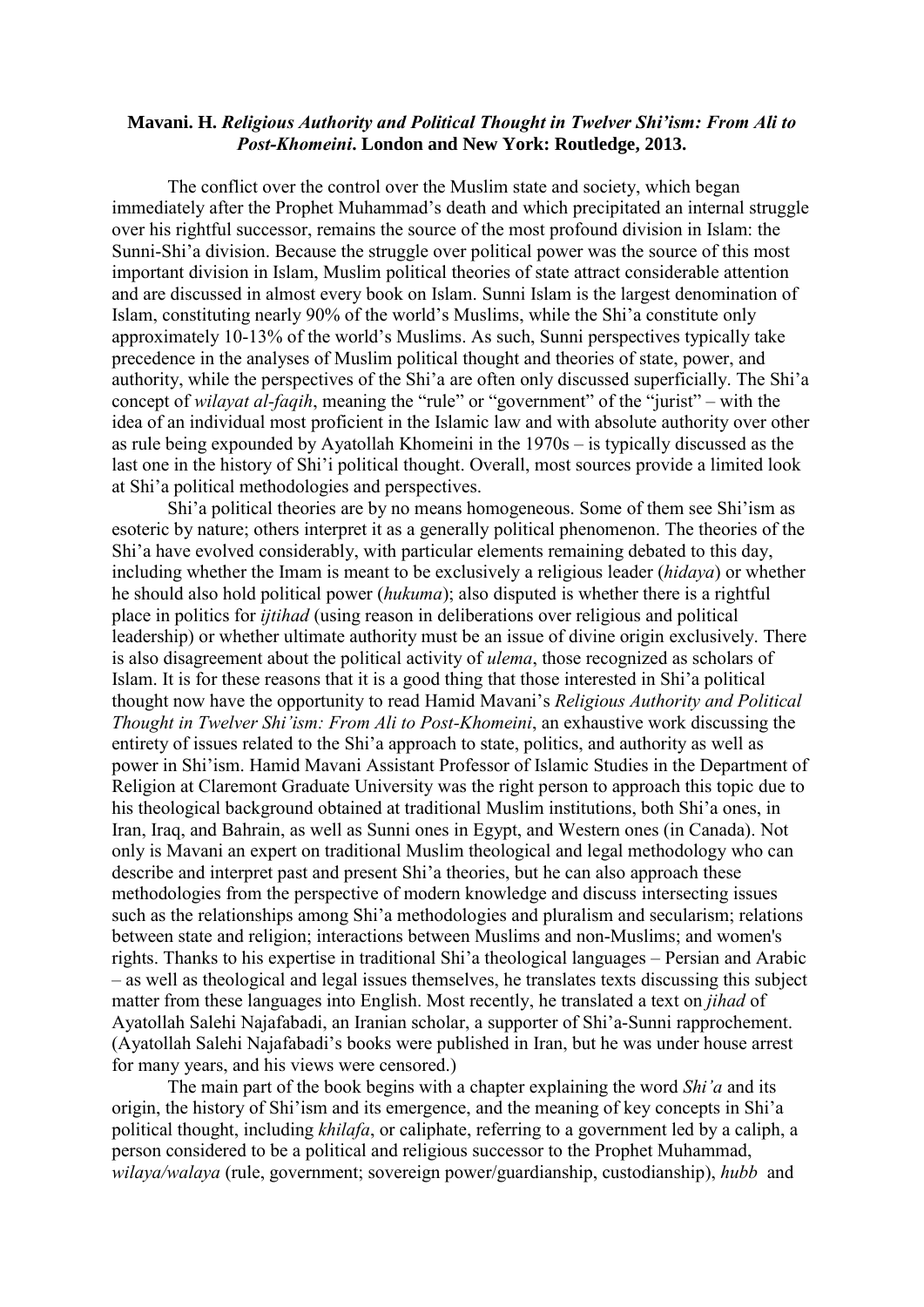**Mavani. H. *Religious Authority and Political Thought in Twelver Shi'ism: From Ali to Post-Khomeini*. London and New York: Routledge, 2013.**

The conflict over the control over the Muslim state and society, which began immediately after the Prophet Muhammad's death and which precipitated an internal struggle over his rightful successor, remains the source of the most profound division in Islam: the Sunni-Shi'a division. Because the struggle over political power was the source of this most important division in Islam, Muslim political theories of state attract considerable attention and are discussed in almost every book on Islam. Sunni Islam is the largest denomination of Islam, constituting nearly 90% of the world's Muslims, while the Shi'a constitute only approximately 10-13% of the world's Muslims. As such, Sunni perspectives typically take precedence in the analyses of Muslim political thought and theories of state, power, and authority, while the perspectives of the Shi'a are often only discussed superficially. The Shi'a concept of *wilayat al-faqih*, meaning the "rule" or "government" of the "jurist" – with the idea of an individual most proficient in the Islamic law and with absolute authority over other as rule being expounded by Ayatollah Khomeini in the 1970s – is typically discussed as the last one in the history of Shi'i political thought. Overall, most sources provide a limited look at Shi'a political methodologies and perspectives.

Shi'a political theories are by no means homogeneous. Some of them see Shi'ism as esoteric by nature; others interpret it as a generally political phenomenon. The theories of the Shi'a have evolved considerably, with particular elements remaining debated to this day, including whether the Imam is meant to be exclusively a religious leader (*hidaya*) or whether he should also hold political power (*hukuma*); also disputed is whether there is a rightful place in politics for *ijtihad* (using reason in deliberations over religious and political leadership) or whether ultimate authority must be an issue of divine origin exclusively. There is also disagreement about the political activity of *ulema*, those recognized as scholars of Islam. It is for these reasons that it is a good thing that those interested in Shi'a political thought now have the opportunity to read Hamid Mavani's *Religious Authority and Political Thought in Twelver Shi'ism: From Ali to Post-Khomeini*, an exhaustive work discussing the entirety of issues related to the Shi'a approach to state, politics, and authority as well as power in Shi'ism. Hamid Mavani Assistant Professor of Islamic Studies in the Department of Religion at Claremont Graduate University was the right person to approach this topic due to his theological background obtained at traditional Muslim institutions, both Shi'a ones, in Iran, Iraq, and Bahrain, as well as Sunni ones in Egypt, and Western ones (in Canada). Not only is Mavani an expert on traditional Muslim theological and legal methodology who can describe and interpret past and present Shi'a theories, but he can also approach these methodologies from the perspective of modern knowledge and discuss intersecting issues such as the relationships among Shi'a methodologies and pluralism and secularism; relations between state and religion; interactions between Muslims and non-Muslims; and women's rights. Thanks to his expertise in traditional Shi'a theological languages – Persian and Arabic – as well as theological and legal issues themselves, he translates texts discussing this subject matter from these languages into English. Most recently, he translated a text on *jihad* of Ayatollah Salehi Najafabadi, an Iranian scholar, a supporter of Shi'a-Sunni rapprochement. (Ayatollah Salehi Najafabadi's books were published in Iran, but he was under house arrest for many years, and his views were censored.)

The main part of the book begins with a chapter explaining the word *Shi'a* and its origin, the history of Shi'ism and its emergence, and the meaning of key concepts in Shi'a political thought, including *khilafa*, or caliphate, referring to a government led by a caliph, a person considered to be a political and religious successor to the Prophet Muhammad, *wilaya/walaya* (rule, government; sovereign power/guardianship, custodianship), *hubb* and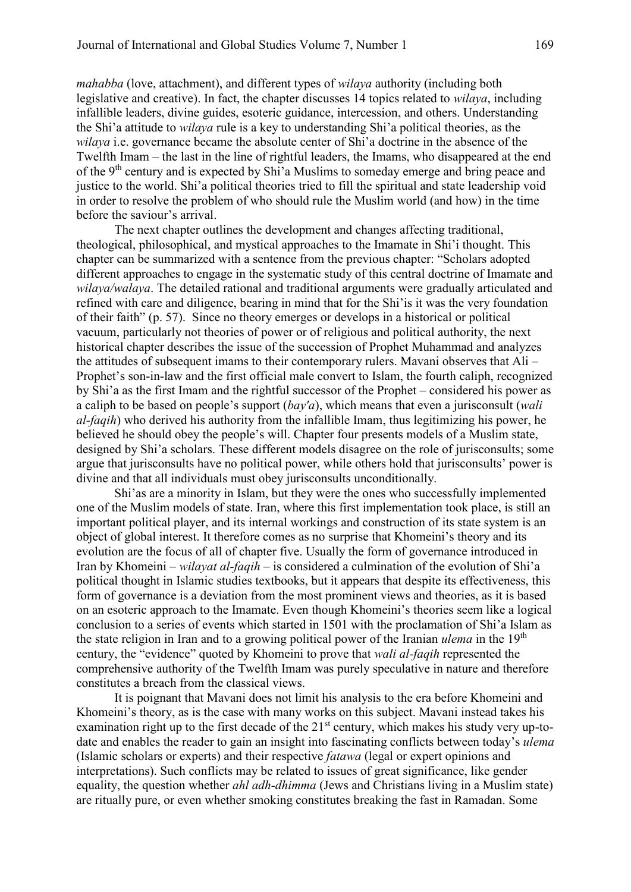*mahabba* (love, attachment), and different types of *wilaya* authority (including both legislative and creative). In fact, the chapter discusses 14 topics related to *wilaya*, including infallible leaders, divine guides, esoteric guidance, intercession, and others. Understanding the Shi'a attitude to *wilaya* rule is a key to understanding Shi'a political theories, as the *wilaya* i.e. governance became the absolute center of Shi'a doctrine in the absence of the Twelfth Imam – the last in the line of rightful leaders, the Imams, who disappeared at the end of the 9th century and is expected by Shi'a Muslims to someday emerge and bring peace and justice to the world. Shi'a political theories tried to fill the spiritual and state leadership void in order to resolve the problem of who should rule the Muslim world (and how) in the time before the saviour's arrival.

The next chapter outlines the development and changes affecting traditional, theological, philosophical, and mystical approaches to the Imamate in Shi'i thought. This chapter can be summarized with a sentence from the previous chapter: "Scholars adopted different approaches to engage in the systematic study of this central doctrine of Imamate and *wilaya/walaya*. The detailed rational and traditional arguments were gradually articulated and refined with care and diligence, bearing in mind that for the Shi'is it was the very foundation of their faith" (p. 57). Since no theory emerges or develops in a historical or political vacuum, particularly not theories of power or of religious and political authority, the next historical chapter describes the issue of the succession of Prophet Muhammad and analyzes the attitudes of subsequent imams to their contemporary rulers. Mavani observes that Ali – Prophet's son-in-law and the first official male convert to Islam, the fourth caliph, recognized by Shi'a as the first Imam and the rightful successor of the Prophet – considered his power as a caliph to be based on people's support (*bay'a*), which means that even a jurisconsult (*wali al-faqih*) who derived his authority from the infallible Imam, thus legitimizing his power, he believed he should obey the people's will. Chapter four presents models of a Muslim state, designed by Shi'a scholars. These different models disagree on the role of jurisconsults; some argue that jurisconsults have no political power, while others hold that jurisconsults' power is divine and that all individuals must obey jurisconsults unconditionally.

Shi'as are a minority in Islam, but they were the ones who successfully implemented one of the Muslim models of state. Iran, where this first implementation took place, is still an important political player, and its internal workings and construction of its state system is an object of global interest. It therefore comes as no surprise that Khomeini's theory and its evolution are the focus of all of chapter five. Usually the form of governance introduced in Iran by Khomeini – *wilayat al-faqih* – is considered a culmination of the evolution of Shi'a political thought in Islamic studies textbooks, but it appears that despite its effectiveness, this form of governance is a deviation from the most prominent views and theories, as it is based on an esoteric approach to the Imamate. Even though Khomeini's theories seem like a logical conclusion to a series of events which started in 1501 with the proclamation of Shi'a Islam as the state religion in Iran and to a growing political power of the Iranian *ulema* in the 19th century, the "evidence" quoted by Khomeini to prove that *wali al-faqih* represented the comprehensive authority of the Twelfth Imam was purely speculative in nature and therefore constitutes a breach from the classical views.

It is poignant that Mavani does not limit his analysis to the era before Khomeini and Khomeini's theory, as is the case with many works on this subject. Mavani instead takes his examination right up to the first decade of the 21st century, which makes his study very up-to-date and enables the reader to gain an insight into fascinating conflicts between today's *ulema* (Islamic scholars or experts) and their respective *fatawa* (legal or expert opinions and interpretations). Such conflicts may be related to issues of great significance, like gender equality, the question whether *ahl adh-dhimma* (Jews and Christians living in a Muslim state) are ritually pure, or even whether smoking constitutes breaking the fast in Ramadan. Some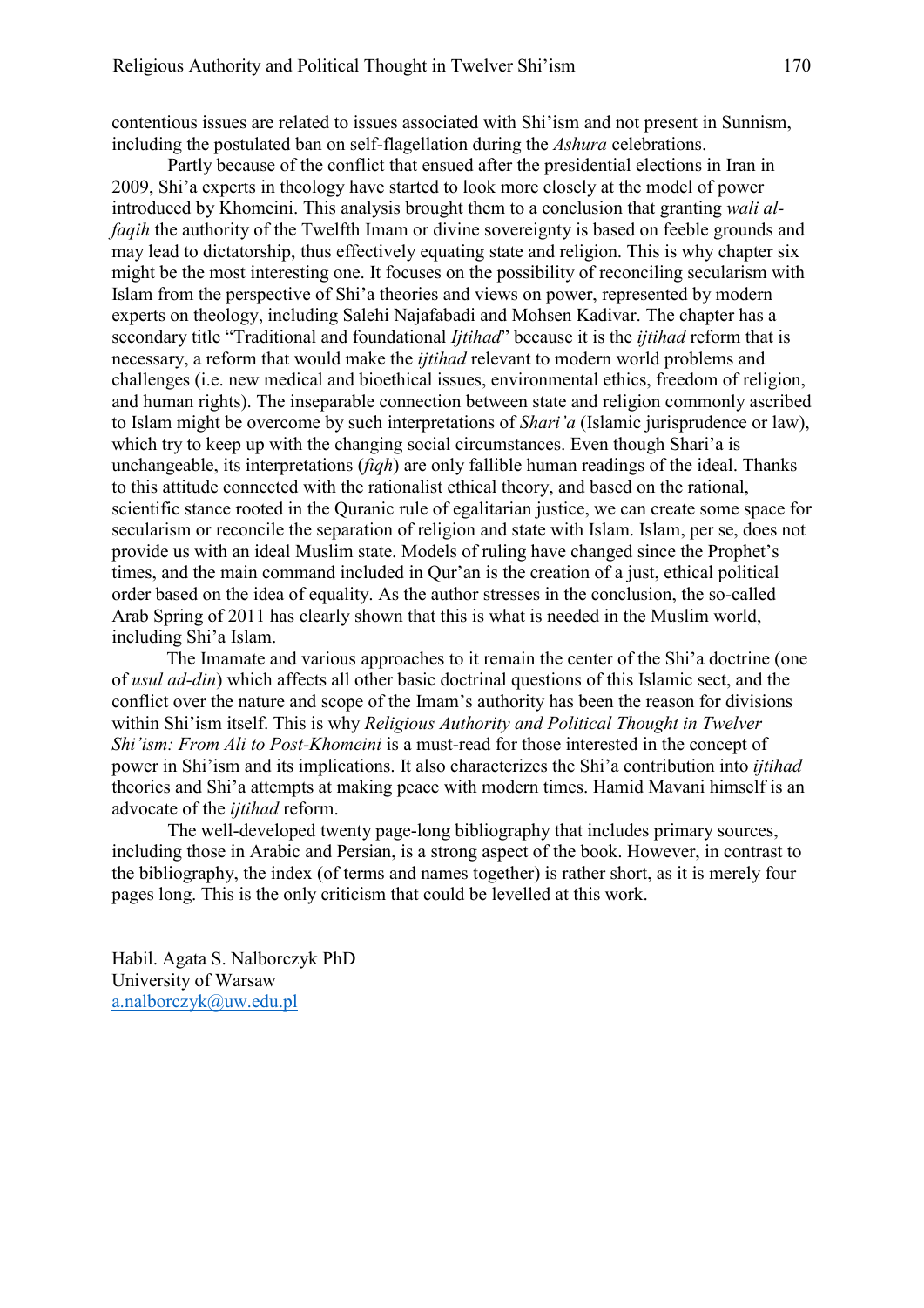contentious issues are related to issues associated with Shi'ism and not present in Sunnism, including the postulated ban on self-flagellation during the *Ashura* celebrations.

Partly because of the conflict that ensued after the presidential elections in Iran in 2009, Shi'a experts in theology have started to look more closely at the model of power introduced by Khomeini. This analysis brought them to a conclusion that granting *wali al-faqih* the authority of the Twelfth Imam or divine sovereignty is based on feeble grounds and may lead to dictatorship, thus effectively equating state and religion. This is why chapter six might be the most interesting one. It focuses on the possibility of reconciling secularism with Islam from the perspective of Shi'a theories and views on power, represented by modern experts on theology, including Salehi Najafabadi and Mohsen Kadivar. The chapter has a secondary title "Traditional and foundational *Ijtihad*" because it is the *ijtihad* reform that is necessary, a reform that would make the *ijtihad* relevant to modern world problems and challenges (i.e. new medical and bioethical issues, environmental ethics, freedom of religion, and human rights). The inseparable connection between state and religion commonly ascribed to Islam might be overcome by such interpretations of *Shari'a* (Islamic jurisprudence or law), which try to keep up with the changing social circumstances. Even though Shari'a is unchangeable, its interpretations (*fiqh*) are only fallible human readings of the ideal. Thanks to this attitude connected with the rationalist ethical theory, and based on the rational, scientific stance rooted in the Quranic rule of egalitarian justice, we can create some space for secularism or reconcile the separation of religion and state with Islam. Islam, per se, does not provide us with an ideal Muslim state. Models of ruling have changed since the Prophet's times, and the main command included in Qur'an is the creation of a just, ethical political order based on the idea of equality. As the author stresses in the conclusion, the so-called Arab Spring of 2011 has clearly shown that this is what is needed in the Muslim world, including Shi'a Islam.

The Imamate and various approaches to it remain the center of the Shi'a doctrine (one of *usul ad-din*) which affects all other basic doctrinal questions of this Islamic sect, and the conflict over the nature and scope of the Imam's authority has been the reason for divisions within Shi'ism itself. This is why *Religious Authority and Political Thought in Twelver Shi'ism: From Ali to Post-Khomeini* is a must-read for those interested in the concept of power in Shi'ism and its implications. It also characterizes the Shi'a contribution into *ijtihad* theories and Shi'a attempts at making peace with modern times. Hamid Mavani himself is an advocate of the *ijtihad* reform.

The well-developed twenty page-long bibliography that includes primary sources, including those in Arabic and Persian, is a strong aspect of the book. However, in contrast to the bibliography, the index (of terms and names together) is rather short, as it is merely four pages long. This is the only criticism that could be levelled at this work.

Habil. Agata S. Nalborczyk PhD
University of Warsaw
a.nalborczyk@uw.edu.pl